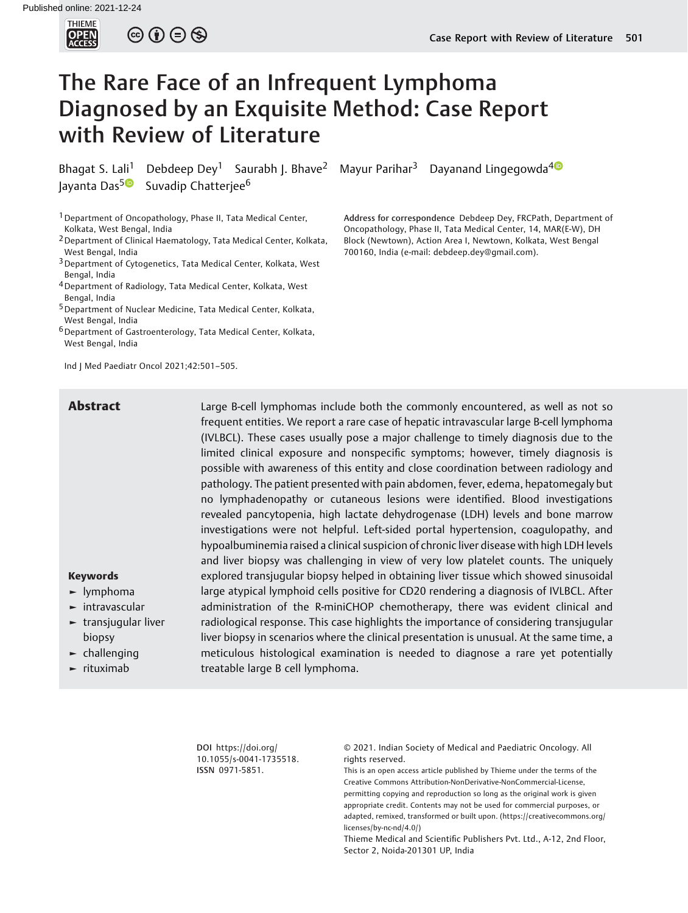# The Rare Face of an Infrequent Lymphoma Diagnosed by an Exquisite Method: Case Report with Review of Literature

Bhagat S. Lali[1] Debdeep Dey[1] Saurabh J. Bhave[2] Mayur Parihar[3] Dayanand Lingegowda[4] Jayanta Das[5] Suvadip Chatterjee[6]

[1] Department of Oncopathology, Phase II, Tata Medical Center, Kolkata, West Bengal, India
[2] Department of Clinical Haematology, Tata Medical Center, Kolkata, West Bengal, India
[3] Department of Cytogenetics, Tata Medical Center, Kolkata, West Bengal, India
[4] Department of Radiology, Tata Medical Center, Kolkata, West Bengal, India
[5] Department of Nuclear Medicine, Tata Medical Center, Kolkata, West Bengal, India
[6] Department of Gastroenterology, Tata Medical Center, Kolkata, West Bengal, India

Ind J Med Paediatr Oncol 2021;42:501–505.

**Address for correspondence** Debdeep Dey, FRCPath, Department of Oncopathology, Phase II, Tata Medical Center, 14, MAR(E-W), DH Block (Newtown), Action Area I, Newtown, Kolkata, West Bengal 700160, India (e-mail: debdeep.dey@gmail.com).

## Abstract

Large B-cell lymphomas include both the commonly encountered, as well as not so frequent entities. We report a rare case of hepatic intravascular large B-cell lymphoma (IVLBCL). These cases usually pose a major challenge to timely diagnosis due to the limited clinical exposure and nonspecific symptoms; however, timely diagnosis is possible with awareness of this entity and close coordination between radiology and pathology. The patient presented with pain abdomen, fever, edema, hepatomegaly but no lymphadenopathy or cutaneous lesions were identified. Blood investigations revealed pancytopenia, high lactate dehydrogenase (LDH) levels and bone marrow investigations were not helpful. Left-sided portal hypertension, coagulopathy, and hypoalbuminemia raised a clinical suspicion of chronic liver disease with high LDH levels and liver biopsy was challenging in view of very low platelet counts. The uniquely explored transjugular biopsy helped in obtaining liver tissue which showed sinusoidal large atypical lymphoid cells positive for CD20 rendering a diagnosis of IVLBCL. After administration of the R-miniCHOP chemotherapy, there was evident clinical and radiological response. This case highlights the importance of considering transjugular liver biopsy in scenarios where the clinical presentation is unusual. At the same time, a meticulous histological examination is needed to diagnose a rare yet potentially treatable large B cell lymphoma.

**Keywords**

- lymphoma
- intravascular
- transjugular liver biopsy
- challenging
- rituximab

**DOI** https://doi.org/10.1055/s-0041-1735518.
**ISSN** 0971-5851.

© 2021. Indian Society of Medical and Paediatric Oncology. All rights reserved.
This is an open access article published by Thieme under the terms of the Creative Commons Attribution-NonDerivative-NonCommercial-License, permitting copying and reproduction so long as the original work is given appropriate credit. Contents may not be used for commercial purposes, or adapted, remixed, transformed or built upon. (https://creativecommons.org/licenses/by-nc-nd/4.0/)
Thieme Medical and Scientific Publishers Pvt. Ltd., A-12, 2nd Floor, Sector 2, Noida-201301 UP, India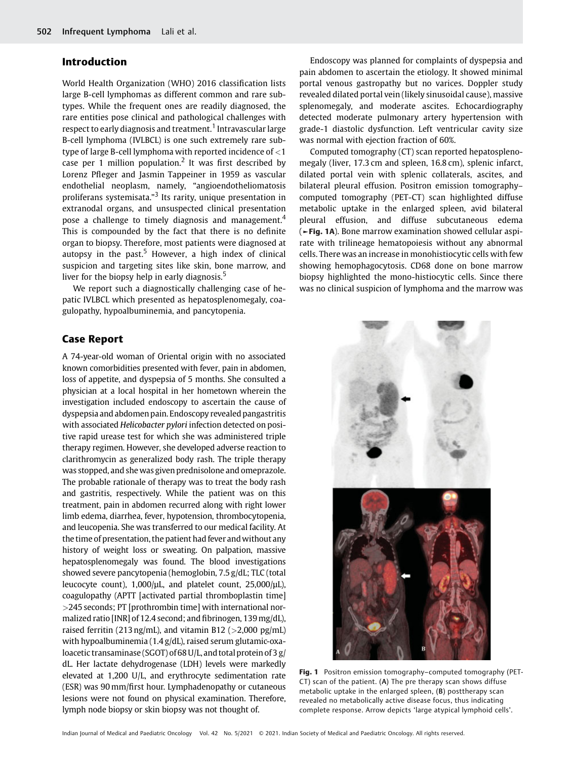## Introduction

World Health Organization (WHO) 2016 classification lists large B-cell lymphomas as different common and rare subtypes. While the frequent ones are readily diagnosed, the rare entities pose clinical and pathological challenges with respect to early diagnosis and treatment.[1] Intravascular large B-cell lymphoma (IVLBCL) is one such extremely rare subtype of large B-cell lymphoma with reported incidence of <1 case per 1 million population.[2] It was first described by Lorenz Pfleger and Jasmin Tappeiner in 1959 as vascular endothelial neoplasm, namely, "angioendotheliomatosis proliferans systemisata."[3] Its rarity, unique presentation in extranodal organs, and unsuspected clinical presentation pose a challenge to timely diagnosis and management.[4] This is compounded by the fact that there is no definite organ to biopsy. Therefore, most patients were diagnosed at autopsy in the past.[5] However, a high index of clinical suspicion and targeting sites like skin, bone marrow, and liver for the biopsy help in early diagnosis.[5]

We report such a diagnostically challenging case of hepatic IVLBCL which presented as hepatosplenomegaly, coagulopathy, hypoalbuminemia, and pancytopenia.

## Case Report

A 74-year-old woman of Oriental origin with no associated known comorbidities presented with fever, pain in abdomen, loss of appetite, and dyspepsia of 5 months. She consulted a physician at a local hospital in her hometown wherein the investigation included endoscopy to ascertain the cause of dyspepsia and abdomen pain. Endoscopy revealed pangastritis with associated *Helicobacter pylori* infection detected on positive rapid urease test for which she was administered triple therapy regimen. However, she developed adverse reaction to clarithromycin as generalized body rash. The triple therapy was stopped, and she was given prednisolone and omeprazole. The probable rationale of therapy was to treat the body rash and gastritis, respectively. While the patient was on this treatment, pain in abdomen recurred along with right lower limb edema, diarrhea, fever, hypotension, thrombocytopenia, and leucopenia. She was transferred to our medical facility. At the time of presentation, the patient had fever and without any history of weight loss or sweating. On palpation, massive hepatosplenomegaly was found. The blood investigations showed severe pancytopenia (hemoglobin, 7.5 g/dL; TLC (total leucocyte count), 1,000/µL, and platelet count, 25,000/µL), coagulopathy (APTT [activated partial thromboplastin time] >245 seconds; PT [prothrombin time] with international normalized ratio [INR] of 12.4 second; and fibrinogen, 139 mg/dL), raised ferritin (213 ng/mL), and vitamin B12 (>2,000 pg/mL) with hypoalbuminemia (1.4 g/dL), raised serum glutamic-oxaloacetic transaminase (SGOT) of 68 U/L, and total protein of 3 g/dL. Her lactate dehydrogenase (LDH) levels were markedly elevated at 1,200 U/L, and erythrocyte sedimentation rate (ESR) was 90 mm/first hour. Lymphadenopathy or cutaneous lesions were not found on physical examination. Therefore, lymph node biopsy or skin biopsy was not thought of.

Endoscopy was planned for complaints of dyspepsia and pain abdomen to ascertain the etiology. It showed minimal portal venous gastropathy but no varices. Doppler study revealed dilated portal vein (likely sinusoidal cause), massive splenomegaly, and moderate ascites. Echocardiography detected moderate pulmonary artery hypertension with grade-1 diastolic dysfunction. Left ventricular cavity size was normal with ejection fraction of 60%.

Computed tomography (CT) scan reported hepatosplenomegaly (liver, 17.3 cm and spleen, 16.8 cm), splenic infarct, dilated portal vein with splenic collaterals, ascites, and bilateral pleural effusion. Positron emission tomography–computed tomography (PET-CT) scan highlighted diffuse metabolic uptake in the enlarged spleen, avid bilateral pleural effusion, and diffuse subcutaneous edema (►Fig. 1A). Bone marrow examination showed cellular aspirate with trilineage hematopoiesis without any abnormal cells. There was an increase in monohistiocytic cells with few showing hemophagocytosis. CD68 done on bone marrow biopsy highlighted the mono-histiocytic cells. Since there was no clinical suspicion of lymphoma and the marrow was

**Fig. 1** Positron emission tomography–computed tomography (PET-CT) scan of the patient. (**A**) The pre therapy scan shows diffuse metabolic uptake in the enlarged spleen, (**B**) posttherapy scan revealed no metabolically active disease focus, thus indicating complete response. Arrow depicts 'large atypical lymphoid cells'.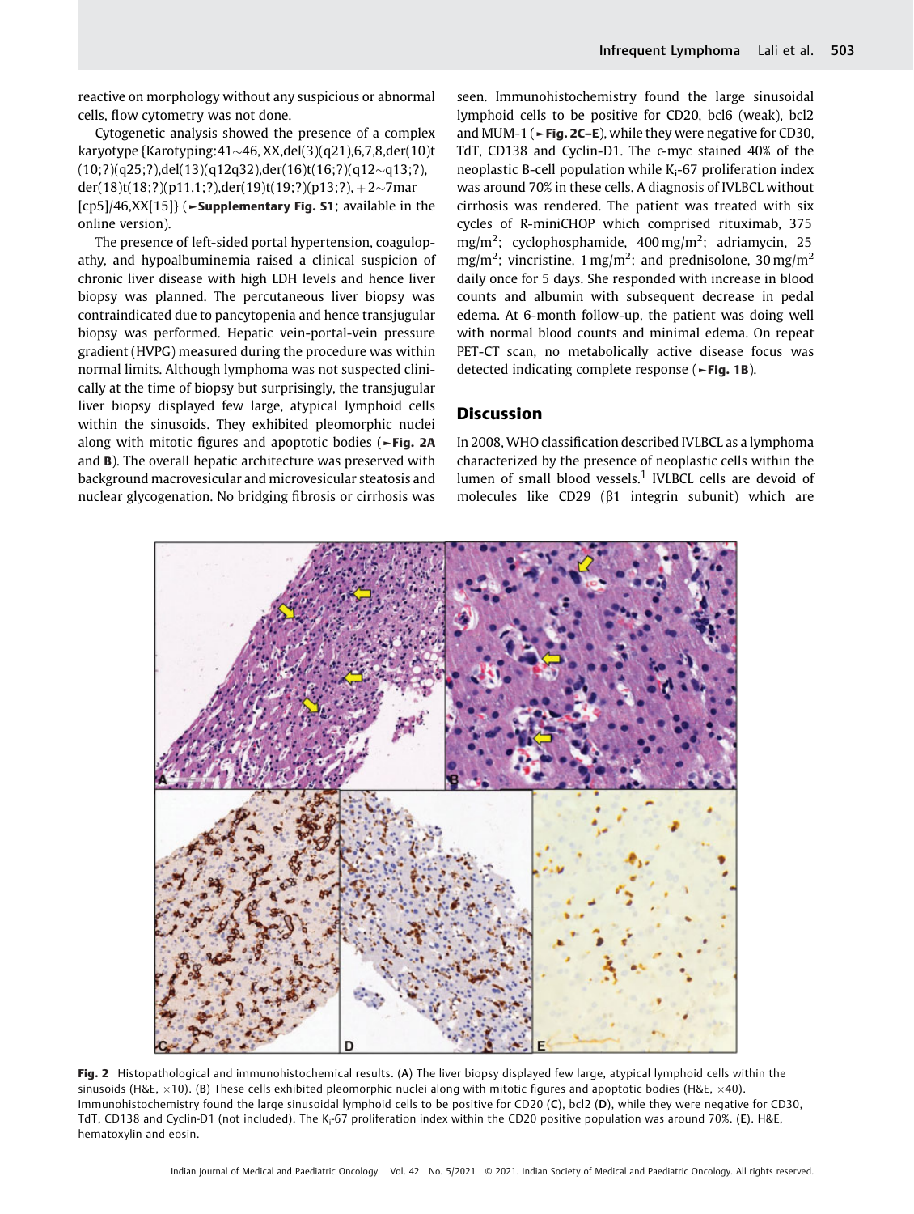reactive on morphology without any suspicious or abnormal cells, flow cytometry was not done.

Cytogenetic analysis showed the presence of a complex karyotype {Karotyping:41~46,XX,del(3)(q21),6,7,8,der(10)t(10;?)(q25;?),del(13)(q12q32),der(16)t(16;?)(q12~q13;?),der(18)t(18;?)(p11.1;?),der(19)t(19;?)(p13;?),+2~7mar[cp5]/46,XX[15]} (►**Supplementary Fig. S1**; available in the online version).

The presence of left-sided portal hypertension, coagulopathy, and hypoalbuminemia raised a clinical suspicion of chronic liver disease with high LDH levels and hence liver biopsy was planned. The percutaneous liver biopsy was contraindicated due to pancytopenia and hence transjugular biopsy was performed. Hepatic vein-portal-vein pressure gradient (HVPG) measured during the procedure was within normal limits. Although lymphoma was not suspected clinically at the time of biopsy but surprisingly, the transjugular liver biopsy displayed few large, atypical lymphoid cells within the sinusoids. They exhibited pleomorphic nuclei along with mitotic figures and apoptotic bodies (►**Fig. 2A** and **B**). The overall hepatic architecture was preserved with background macrovesicular and microvesicular steatosis and nuclear glycogenation. No bridging fibrosis or cirrhosis was seen. Immunohistochemistry found the large sinusoidal lymphoid cells to be positive for CD20, bcl6 (weak), bcl2 and MUM-1 (►**Fig. 2C–E**), while they were negative for CD30, TdT, CD138 and Cyclin-D1. The c-myc stained 40% of the neoplastic B-cell population while $K_i$-67 proliferation index was around 70% in these cells. A diagnosis of IVLBCL without cirrhosis was rendered. The patient was treated with six cycles of R-miniCHOP which comprised rituximab, 375 $mg/m^2$; cyclophosphamide, 400 $mg/m^2$; adriamycin, 25 $mg/m^2$; vincristine, 1 $mg/m^2$; and prednisolone, 30 $mg/m^2$ daily once for 5 days. She responded with increase in blood counts and albumin with subsequent decrease in pedal edema. At 6-month follow-up, the patient was doing well with normal blood counts and minimal edema. On repeat PET-CT scan, no metabolically active disease focus was detected indicating complete response (►**Fig. 1B**).

## Discussion

In 2008, WHO classification described IVLBCL as a lymphoma characterized by the presence of neoplastic cells within the lumen of small blood vessels.[1] IVLBCL cells are devoid of molecules like CD29 (β1 integrin subunit) which are

**Fig. 2** Histopathological and immunohistochemical results. (**A**) The liver biopsy displayed few large, atypical lymphoid cells within the sinusoids (H&E, ×10). (**B**) These cells exhibited pleomorphic nuclei along with mitotic figures and apoptotic bodies (H&E, ×40). Immunohistochemistry found the large sinusoidal lymphoid cells to be positive for CD20 (**C**), bcl2 (**D**), while they were negative for CD30, TdT, CD138 and Cyclin-D1 (not included). The $K_i$-67 proliferation index within the CD20 positive population was around 70%. (**E**). H&E, hematoxylin and eosin.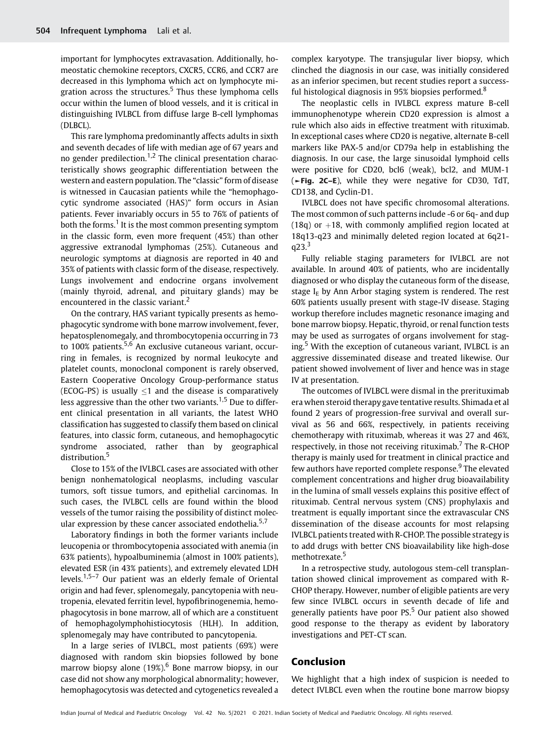important for lymphocytes extravasation. Additionally, homeostatic chemokine receptors, CXCR5, CCR6, and CCR7 are decreased in this lymphoma which act on lymphocyte migration across the structures.[5] Thus these lymphoma cells occur within the lumen of blood vessels, and it is critical in distinguishing IVLBCL from diffuse large B-cell lymphomas (DLBCL).

This rare lymphoma predominantly affects adults in sixth and seventh decades of life with median age of 67 years and no gender predilection.[1,2] The clinical presentation characteristically shows geographic differentiation between the western and eastern population. The "classic" form of disease is witnessed in Caucasian patients while the "hemophagocytic syndrome associated (HAS)" form occurs in Asian patients. Fever invariably occurs in 55 to 76% of patients of both the forms.[1] It is the most common presenting symptom in the classic form, even more frequent (45%) than other aggressive extranodal lymphomas (25%). Cutaneous and neurologic symptoms at diagnosis are reported in 40 and 35% of patients with classic form of the disease, respectively. Lungs involvement and endocrine organs involvement (mainly thyroid, adrenal, and pituitary glands) may be encountered in the classic variant.[2]

On the contrary, HAS variant typically presents as hemophagocytic syndrome with bone marrow involvement, fever, hepatosplenomegaly, and thrombocytopenia occurring in 73 to 100% patients.[5,6] An exclusive cutaneous variant, occurring in females, is recognized by normal leukocyte and platelet counts, monoclonal component is rarely observed, Eastern Cooperative Oncology Group-performance status (ECOG-PS) is usually $\leq 1$ and the disease is comparatively less aggressive than the other two variants.[1,5] Due to different clinical presentation in all variants, the latest WHO classification has suggested to classify them based on clinical features, into classic form, cutaneous, and hemophagocytic syndrome associated, rather than by geographical distribution.[5]

Close to 15% of the IVLBCL cases are associated with other benign nonhematological neoplasms, including vascular tumors, soft tissue tumors, and epithelial carcinomas. In such cases, the IVLBCL cells are found within the blood vessels of the tumor raising the possibility of distinct molecular expression by these cancer associated endothelia.[5,7]

Laboratory findings in both the former variants include leucopenia or thrombocytopenia associated with anemia (in 63% patients), hypoalbuminemia (almost in 100% patients), elevated ESR (in 43% patients), and extremely elevated LDH levels.[1,5–7] Our patient was an elderly female of Oriental origin and had fever, splenomegaly, pancytopenia with neutropenia, elevated ferritin level, hypofibrinogenemia, hemophagocytosis in bone marrow, all of which are a constituent of hemophagolymphohistiocytosis (HLH). In addition, splenomegaly may have contributed to pancytopenia.

In a large series of IVLBCL, most patients (69%) were diagnosed with random skin biopsies followed by bone marrow biopsy alone (19%).[6] Bone marrow biopsy, in our case did not show any morphological abnormality; however, hemophagocytosis was detected and cytogenetics revealed a complex karyotype. The transjugular liver biopsy, which clinched the diagnosis in our case, was initially considered as an inferior specimen, but recent studies report a successful histological diagnosis in 95% biopsies performed.[8]

The neoplastic cells in IVLBCL express mature B-cell immunophenotype wherein CD20 expression is almost a rule which also aids in effective treatment with rituximab. In exceptional cases where CD20 is negative, alternate B-cell markers like PAX-5 and/or CD79a help in establishing the diagnosis. In our case, the large sinusoidal lymphoid cells were positive for CD20, bcl6 (weak), bcl2, and MUM-1 (►Fig. 2C–E), while they were negative for CD30, TdT, CD138, and Cyclin-D1.

IVLBCL does not have specific chromosomal alterations. The most common of such patterns include -6 or 6q- and dup (18q) or +18, with commonly amplified region located at 18q13-q23 and minimally deleted region located at 6q21-q23.[3]

Fully reliable staging parameters for IVLBCL are not available. In around 40% of patients, who are incidentally diagnosed or who display the cutaneous form of the disease, stage $I_E$ by Ann Arbor staging system is rendered. The rest 60% patients usually present with stage-IV disease. Staging workup therefore includes magnetic resonance imaging and bone marrow biopsy. Hepatic, thyroid, or renal function tests may be used as surrogates of organs involvement for staging.[5] With the exception of cutaneous variant, IVLBCL is an aggressive disseminated disease and treated likewise. Our patient showed involvement of liver and hence was in stage IV at presentation.

The outcomes of IVLBCL were dismal in the prerituximab era when steroid therapy gave tentative results. Shimada et al found 2 years of progression-free survival and overall survival as 56 and 66%, respectively, in patients receiving chemotherapy with rituximab, whereas it was 27 and 46%, respectively, in those not receiving rituximab.[7] The R-CHOP therapy is mainly used for treatment in clinical practice and few authors have reported complete response.[9] The elevated complement concentrations and higher drug bioavailability in the lumina of small vessels explains this positive effect of rituximab. Central nervous system (CNS) prophylaxis and treatment is equally important since the extravascular CNS dissemination of the disease accounts for most relapsing IVLBCL patients treated with R-CHOP. The possible strategy is to add drugs with better CNS bioavailability like high-dose methotrexate.[5]

In a retrospective study, autologous stem-cell transplantation showed clinical improvement as compared with R-CHOP therapy. However, number of eligible patients are very few since IVLBCL occurs in seventh decade of life and generally patients have poor PS.[5] Our patient also showed good response to the therapy as evident by laboratory investigations and PET-CT scan.

## Conclusion

We highlight that a high index of suspicion is needed to detect IVLBCL even when the routine bone marrow biopsy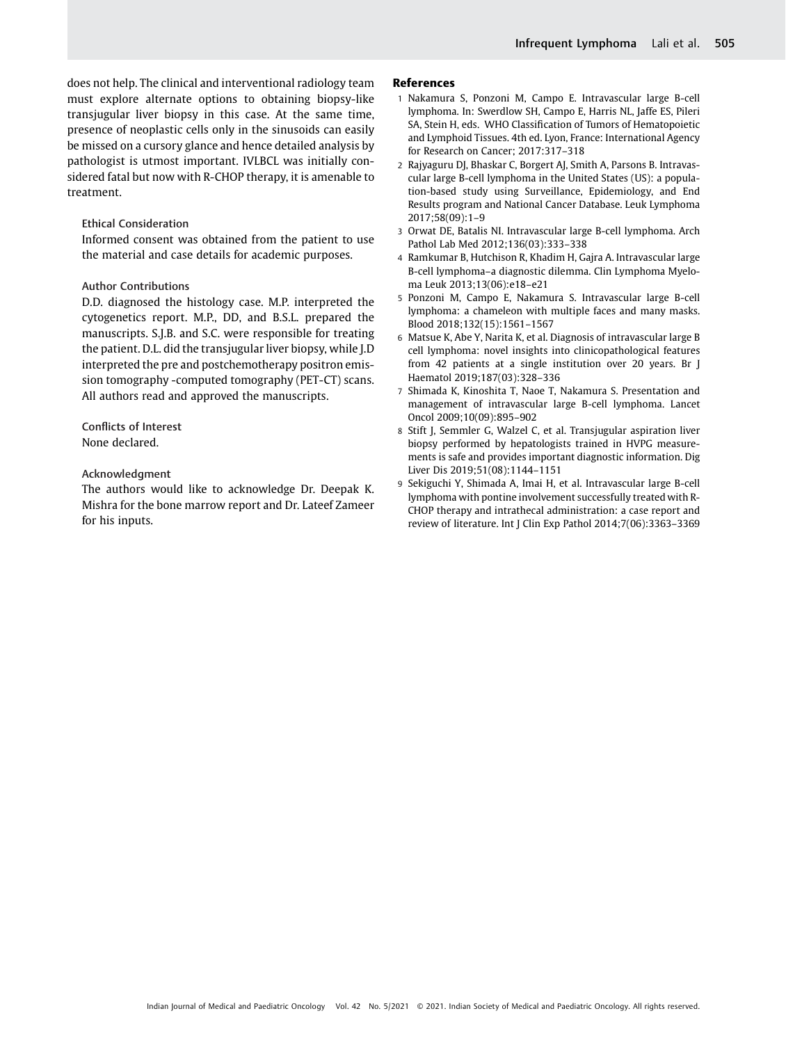does not help. The clinical and interventional radiology team must explore alternate options to obtaining biopsy-like transjugular liver biopsy in this case. At the same time, presence of neoplastic cells only in the sinusoids can easily be missed on a cursory glance and hence detailed analysis by pathologist is utmost important. IVLBCL was initially considered fatal but now with R-CHOP therapy, it is amenable to treatment.

#### Ethical Consideration

Informed consent was obtained from the patient to use the material and case details for academic purposes.

#### Author Contributions

D.D. diagnosed the histology case. M.P. interpreted the cytogenetics report. M.P., DD, and B.S.L. prepared the manuscripts. S.J.B. and S.C. were responsible for treating the patient. D.L. did the transjugular liver biopsy, while J.D interpreted the pre and postchemotherapy positron emission tomography -computed tomography (PET-CT) scans. All authors read and approved the manuscripts.

#### Conflicts of Interest

None declared.

#### Acknowledgment

The authors would like to acknowledge Dr. Deepak K. Mishra for the bone marrow report and Dr. Lateef Zameer for his inputs.

## References

1. Nakamura S, Ponzoni M, Campo E. Intravascular large B-cell lymphoma. In: Swerdlow SH, Campo E, Harris NL, Jaffe ES, Pileri SA, Stein H, eds. WHO Classification of Tumors of Hematopoietic and Lymphoid Tissues. 4th ed. Lyon, France: International Agency for Research on Cancer; 2017:317–318
2. Rajyaguru DJ, Bhaskar C, Borgert AJ, Smith A, Parsons B. Intravascular large B-cell lymphoma in the United States (US): a population-based study using Surveillance, Epidemiology, and End Results program and National Cancer Database. Leuk Lymphoma 2017;58(09):1–9
3. Orwat DE, Batalis NI. Intravascular large B-cell lymphoma. Arch Pathol Lab Med 2012;136(03):333–338
4. Ramkumar B, Hutchison R, Khadim H, Gajra A. Intravascular large B-cell lymphoma–a diagnostic dilemma. Clin Lymphoma Myeloma Leuk 2013;13(06):e18–e21
5. Ponzoni M, Campo E, Nakamura S. Intravascular large B-cell lymphoma: a chameleon with multiple faces and many masks. Blood 2018;132(15):1561–1567
6. Matsue K, Abe Y, Narita K, et al. Diagnosis of intravascular large B cell lymphoma: novel insights into clinicopathological features from 42 patients at a single institution over 20 years. Br J Haematol 2019;187(03):328–336
7. Shimada K, Kinoshita T, Naoe T, Nakamura S. Presentation and management of intravascular large B-cell lymphoma. Lancet Oncol 2009;10(09):895–902
8. Stift J, Semmler G, Walzel C, et al. Transjugular aspiration liver biopsy performed by hepatologists trained in HVPG measurements is safe and provides important diagnostic information. Dig Liver Dis 2019;51(08):1144–1151
9. Sekiguchi Y, Shimada A, Imai H, et al. Intravascular large B-cell lymphoma with pontine involvement successfully treated with R-CHOP therapy and intrathecal administration: a case report and review of literature. Int J Clin Exp Pathol 2014;7(06):3363–3369